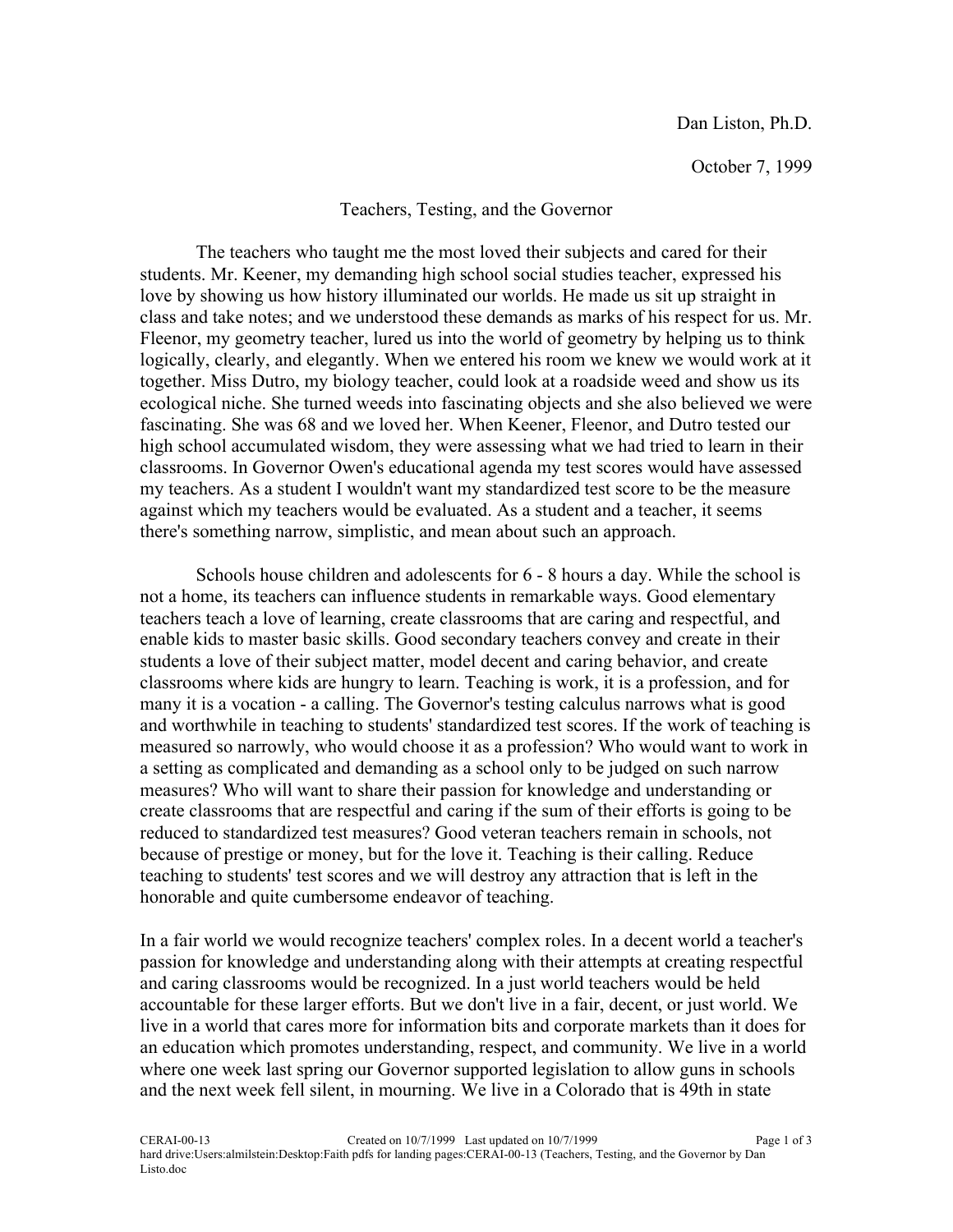Dan Liston, Ph.D.

October 7, 1999

# Teachers, Testing, and the Governor

The teachers who taught me the most loved their subjects and cared for their students. Mr. Keener, my demanding high school social studies teacher, expressed his love by showing us how history illuminated our worlds. He made us sit up straight in class and take notes; and we understood these demands as marks of his respect for us. Mr. Fleenor, my geometry teacher, lured us into the world of geometry by helping us to think logically, clearly, and elegantly. When we entered his room we knew we would work at it together. Miss Dutro, my biology teacher, could look at a roadside weed and show us its ecological niche. She turned weeds into fascinating objects and she also believed we were fascinating. She was 68 and we loved her. When Keener, Fleenor, and Dutro tested our high school accumulated wisdom, they were assessing what we had tried to learn in their classrooms. In Governor Owen's educational agenda my test scores would have assessed my teachers. As a student I wouldn't want my standardized test score to be the measure against which my teachers would be evaluated. As a student and a teacher, it seems there's something narrow, simplistic, and mean about such an approach.

Schools house children and adolescents for 6 - 8 hours a day. While the school is not a home, its teachers can influence students in remarkable ways. Good elementary teachers teach a love of learning, create classrooms that are caring and respectful, and enable kids to master basic skills. Good secondary teachers convey and create in their students a love of their subject matter, model decent and caring behavior, and create classrooms where kids are hungry to learn. Teaching is work, it is a profession, and for many it is a vocation - a calling. The Governor's testing calculus narrows what is good and worthwhile in teaching to students' standardized test scores. If the work of teaching is measured so narrowly, who would choose it as a profession? Who would want to work in a setting as complicated and demanding as a school only to be judged on such narrow measures? Who will want to share their passion for knowledge and understanding or create classrooms that are respectful and caring if the sum of their efforts is going to be reduced to standardized test measures? Good veteran teachers remain in schools, not because of prestige or money, but for the love it. Teaching is their calling. Reduce teaching to students' test scores and we will destroy any attraction that is left in the honorable and quite cumbersome endeavor of teaching.

In a fair world we would recognize teachers' complex roles. In a decent world a teacher's passion for knowledge and understanding along with their attempts at creating respectful and caring classrooms would be recognized. In a just world teachers would be held accountable for these larger efforts. But we don't live in a fair, decent, or just world. We live in a world that cares more for information bits and corporate markets than it does for an education which promotes understanding, respect, and community. We live in a world where one week last spring our Governor supported legislation to allow guns in schools and the next week fell silent, in mourning. We live in a Colorado that is 49th in state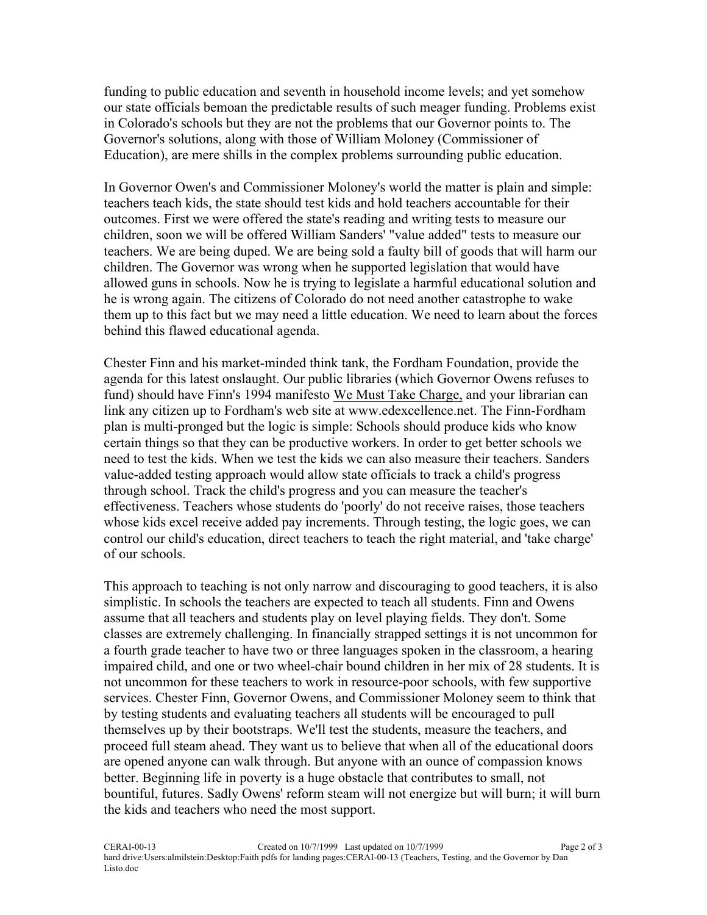funding to public education and seventh in household income levels; and yet somehow our state officials bemoan the predictable results of such meager funding. Problems exist in Colorado's schools but they are not the problems that our Governor points to. The Governor's solutions, along with those of William Moloney (Commissioner of Education), are mere shills in the complex problems surrounding public education.

In Governor Owen's and Commissioner Moloney's world the matter is plain and simple: teachers teach kids, the state should test kids and hold teachers accountable for their outcomes. First we were offered the state's reading and writing tests to measure our children, soon we will be offered William Sanders' "value added" tests to measure our teachers. We are being duped. We are being sold a faulty bill of goods that will harm our children. The Governor was wrong when he supported legislation that would have allowed guns in schools. Now he is trying to legislate a harmful educational solution and he is wrong again. The citizens of Colorado do not need another catastrophe to wake them up to this fact but we may need a little education. We need to learn about the forces behind this flawed educational agenda.

Chester Finn and his market-minded think tank, the Fordham Foundation, provide the agenda for this latest onslaught. Our public libraries (which Governor Owens refuses to fund) should have Finn's 1994 manifesto <u>We Must Take Charge,</u> and your librarian can link any citizen up to Fordham's web site at www.edexcellence.net. The Finn-Fordham plan is multi-pronged but the logic is simple: Schools should produce kids who know certain things so that they can be productive workers. In order to get better schools we need to test the kids. When we test the kids we can also measure their teachers. Sanders value-added testing approach would allow state officials to track a child's progress through school. Track the child's progress and you can measure the teacher's effectiveness. Teachers whose students do 'poorly' do not receive raises, those teachers whose kids excel receive added pay increments. Through testing, the logic goes, we can control our child's education, direct teachers to teach the right material, and 'take charge' of our schools.

This approach to teaching is not only narrow and discouraging to good teachers, it is also simplistic. In schools the teachers are expected to teach all students. Finn and Owens assume that all teachers and students play on level playing fields. They don't. Some classes are extremely challenging. In financially strapped settings it is not uncommon for a fourth grade teacher to have two or three languages spoken in the classroom, a hearing impaired child, and one or two wheel-chair bound children in her mix of 28 students. It is not uncommon for these teachers to work in resource-poor schools, with few supportive services. Chester Finn, Governor Owens, and Commissioner Moloney seem to think that by testing students and evaluating teachers all students will be encouraged to pull themselves up by their bootstraps. We'll test the students, measure the teachers, and proceed full steam ahead. They want us to believe that when all of the educational doors are opened anyone can walk through. But anyone with an ounce of compassion knows better. Beginning life in poverty is a huge obstacle that contributes to small, not bountiful, futures. Sadly Owens' reform steam will not energize but will burn; it will burn the kids and teachers who need the most support.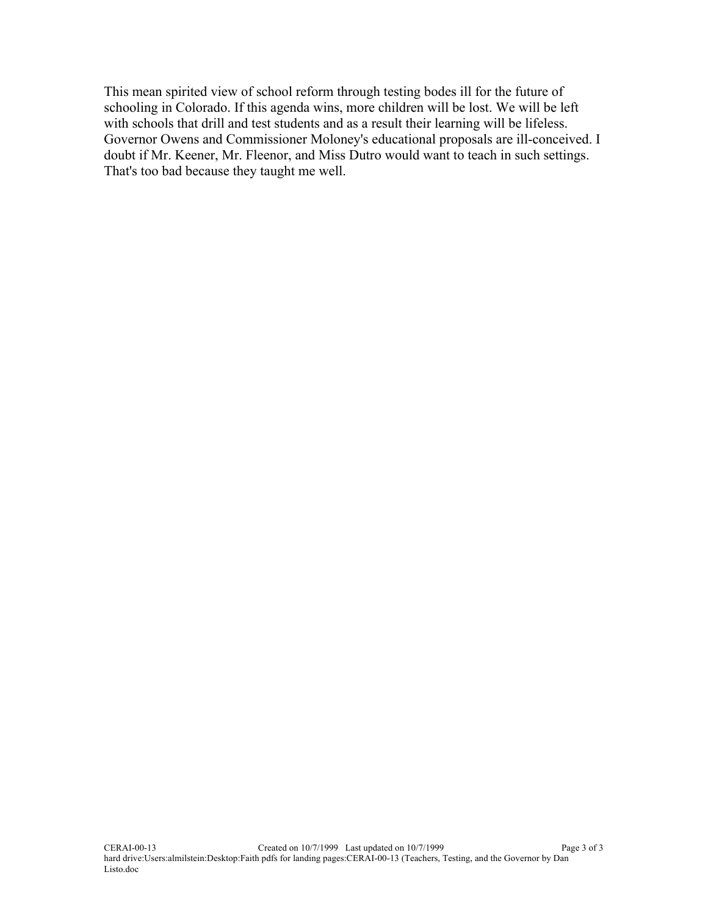This mean spirited view of school reform through testing bodes ill for the future of schooling in Colorado. If this agenda wins, more children will be lost. We will be left with schools that drill and test students and as a result their learning will be lifeless. Governor Owens and Commissioner Moloney's educational proposals are ill-conceived. I doubt if Mr. Keener, Mr. Fleenor, and Miss Dutro would want to teach in such settings. That's too bad because they taught me well.